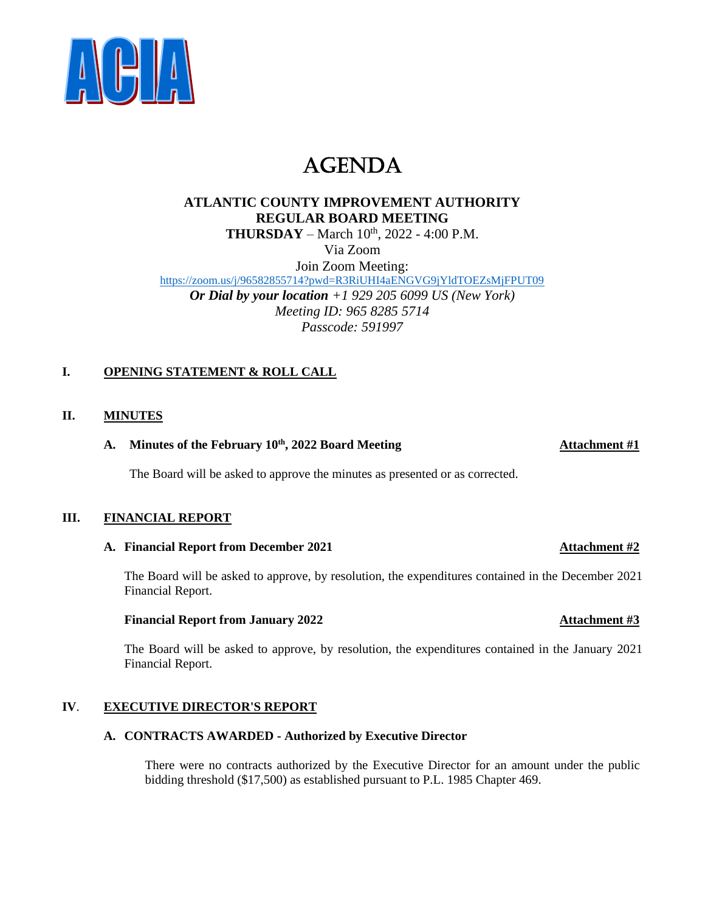ACIA

# AGENDA

**ATLANTIC COUNTY IMPROVEMENT AUTHORITY**
**REGULAR BOARD MEETING**
**THURSDAY** – March 10th, 2022 - 4:00 P.M.
Via Zoom
Join Zoom Meeting:
https://zoom.us/j/96582855714?pwd=R3RiUHI4aENGVG9jYldTOEZsMjFPUT09
***Or Dial by your location*** *+1 929 205 6099 US (New York)*
*Meeting ID: 965 8285 5714*
*Passcode: 591997*

## I. OPENING STATEMENT & ROLL CALL

## II. MINUTES

### A. Minutes of the February 10th, 2022 Board Meeting — Attachment #1

The Board will be asked to approve the minutes as presented or as corrected.

## III. FINANCIAL REPORT

### A. Financial Report from December 2021 — Attachment #2

The Board will be asked to approve, by resolution, the expenditures contained in the December 2021 Financial Report.

**Financial Report from January 2022 — Attachment #3**

The Board will be asked to approve, by resolution, the expenditures contained in the January 2021 Financial Report.

## IV. EXECUTIVE DIRECTOR'S REPORT

### A. CONTRACTS AWARDED - Authorized by Executive Director

There were no contracts authorized by the Executive Director for an amount under the public bidding threshold ($17,500) as established pursuant to P.L. 1985 Chapter 469.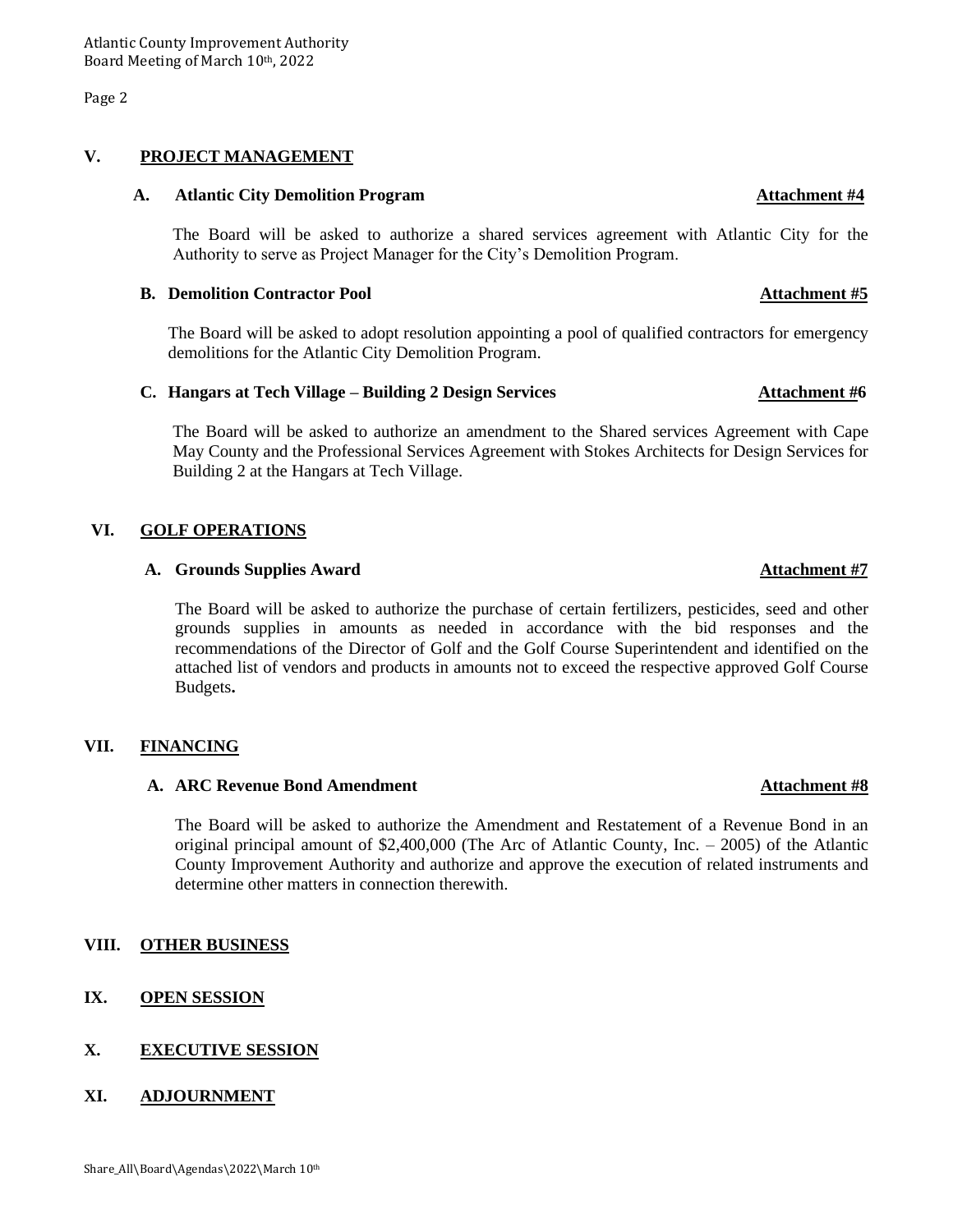## V. PROJECT MANAGEMENT

### A. Atlantic City Demolition Program — Attachment #4

The Board will be asked to authorize a shared services agreement with Atlantic City for the Authority to serve as Project Manager for the City's Demolition Program.

### B. Demolition Contractor Pool — Attachment #5

The Board will be asked to adopt resolution appointing a pool of qualified contractors for emergency demolitions for the Atlantic City Demolition Program.

### C. Hangars at Tech Village – Building 2 Design Services — Attachment #6

The Board will be asked to authorize an amendment to the Shared services Agreement with Cape May County and the Professional Services Agreement with Stokes Architects for Design Services for Building 2 at the Hangars at Tech Village.

## VI. GOLF OPERATIONS

### A. Grounds Supplies Award — Attachment #7

The Board will be asked to authorize the purchase of certain fertilizers, pesticides, seed and other grounds supplies in amounts as needed in accordance with the bid responses and the recommendations of the Director of Golf and the Golf Course Superintendent and identified on the attached list of vendors and products in amounts not to exceed the respective approved Golf Course Budgets**.**

## VII. FINANCING

### A. ARC Revenue Bond Amendment — Attachment #8

The Board will be asked to authorize the Amendment and Restatement of a Revenue Bond in an original principal amount of $2,400,000 (The Arc of Atlantic County, Inc. – 2005) of the Atlantic County Improvement Authority and authorize and approve the execution of related instruments and determine other matters in connection therewith.

## VIII. OTHER BUSINESS

## IX. OPEN SESSION

## X. EXECUTIVE SESSION

## XI. ADJOURNMENT

Share_All\Board\Agendas\2022\March 10th